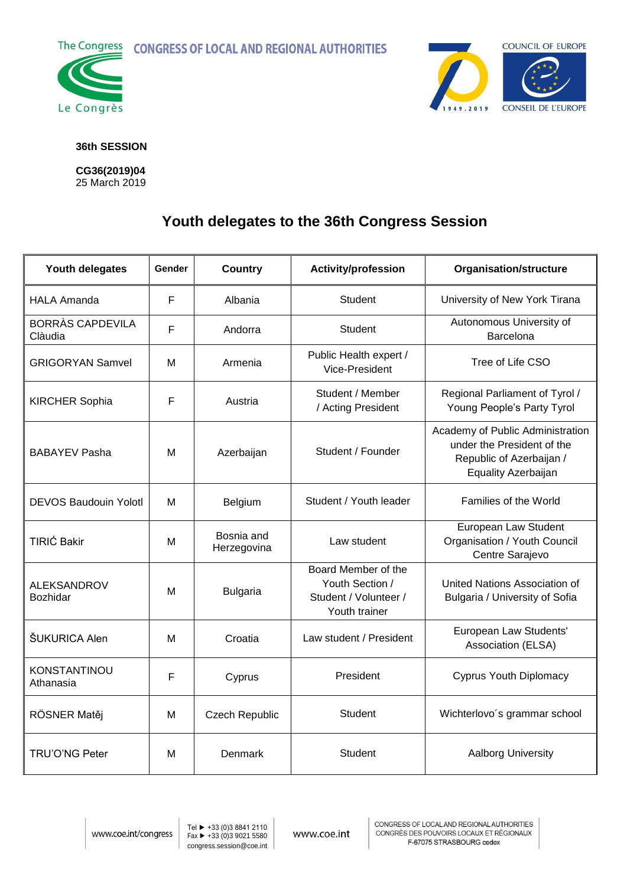The Congress CONGRESS OF LOCAL AND REGIONAL AUTHORITIES

Le Congrès

COUNCIL OF EUROPE

CONSEIL DE L'EUROPE

**36th SESSION**

**CG36(2019)04**
25 March 2019

# Youth delegates to the 36th Congress Session

| Youth delegates | Gender | Country | Activity/profession | Organisation/structure |
|---|---|---|---|---|
| HALA Amanda | F | Albania | Student | University of New York Tirana |
| BORRÀS CAPDEVILA Clàudia | F | Andorra | Student | Autonomous University of Barcelona |
| GRIGORYAN Samvel | M | Armenia | Public Health expert / Vice-President | Tree of Life CSO |
| KIRCHER Sophia | F | Austria | Student / Member / Acting President | Regional Parliament of Tyrol / Young People's Party Tyrol |
| BABAYEV Pasha | M | Azerbaijan | Student / Founder | Academy of Public Administration under the President of the Republic of Azerbaijan / Equality Azerbaijan |
| DEVOS Baudouin Yolotl | M | Belgium | Student / Youth leader | Families of the World |
| TIRIĆ Bakir | M | Bosnia and Herzegovina | Law student | European Law Student Organisation / Youth Council Centre Sarajevo |
| ALEKSANDROV Bozhidar | M | Bulgaria | Board Member of the Youth Section / Student / Volunteer / Youth trainer | United Nations Association of Bulgaria / University of Sofia |
| ŠUKURICA Alen | M | Croatia | Law student / President | European Law Students' Association (ELSA) |
| KONSTANTINOU Athanasia | F | Cyprus | President | Cyprus Youth Diplomacy |
| RÖSNER Matěj | M | Czech Republic | Student | Wichterlovo´s grammar school |
| TRU'O'NG Peter | M | Denmark | Student | Aalborg University |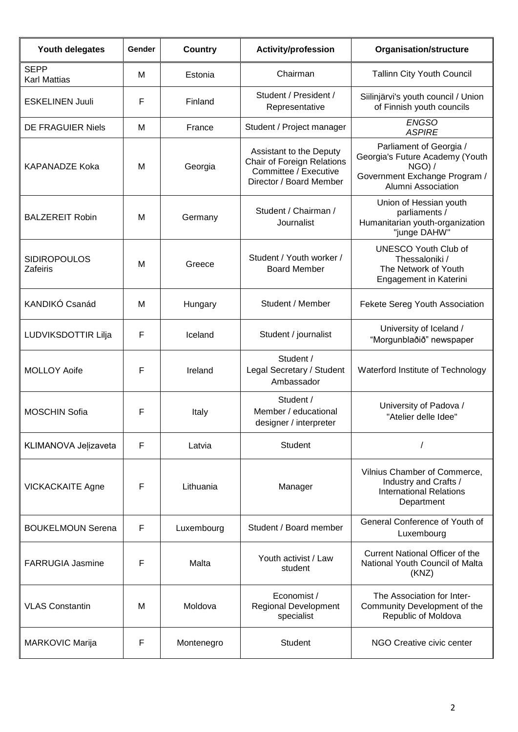| Youth delegates | Gender | Country | Activity/profession | Organisation/structure |
| --- | --- | --- | --- | --- |
| SEPP Karl Mattias | M | Estonia | Chairman | Tallinn City Youth Council |
| ESKELINEN Juuli | F | Finland | Student / President / Representative | Siilinjärvi's youth council / Union of Finnish youth councils |
| DE FRAGUIER Niels | M | France | Student / Project manager | *ENGSO ASPIRE* |
| KAPANADZE Koka | M | Georgia | Assistant to the Deputy Chair of Foreign Relations Committee / Executive Director / Board Member | Parliament of Georgia / Georgia's Future Academy (Youth NGO) / Government Exchange Program / Alumni Association |
| BALZEREIT Robin | M | Germany | Student / Chairman / Journalist | Union of Hessian youth parliaments / Humanitarian youth-organization "junge DAHW" |
| SIDIROPOULOS Zafeiris | M | Greece | Student / Youth worker / Board Member | UNESCO Youth Club of Thessaloniki / The Network of Youth Engagement in Katerini |
| KANDIKÓ Csanád | M | Hungary | Student / Member | Fekete Sereg Youth Association |
| LUDVIKSDOTTIR Lilja | F | Iceland | Student / journalist | University of Iceland / “Morgunblaðið” newspaper |
| MOLLOY Aoife | F | Ireland | Student / Legal Secretary / Student Ambassador | Waterford Institute of Technology |
| MOSCHIN Sofia | F | Italy | Student / Member / educational designer / interpreter | University of Padova / "Atelier delle Idee" |
| KLIMANOVA Jeļizaveta | F | Latvia | Student | / |
| VICKACKAITE Agne | F | Lithuania | Manager | Vilnius Chamber of Commerce, Industry and Crafts / International Relations Department |
| BOUKELMOUN Serena | F | Luxembourg | Student / Board member | General Conference of Youth of Luxembourg |
| FARRUGIA Jasmine | F | Malta | Youth activist / Law student | Current National Officer of the National Youth Council of Malta (KNZ) |
| VLAS Constantin | M | Moldova | Economist / Regional Development specialist | The Association for Inter-Community Development of the Republic of Moldova |
| MARKOVIC Marija | F | Montenegro | Student | NGO Creative civic center |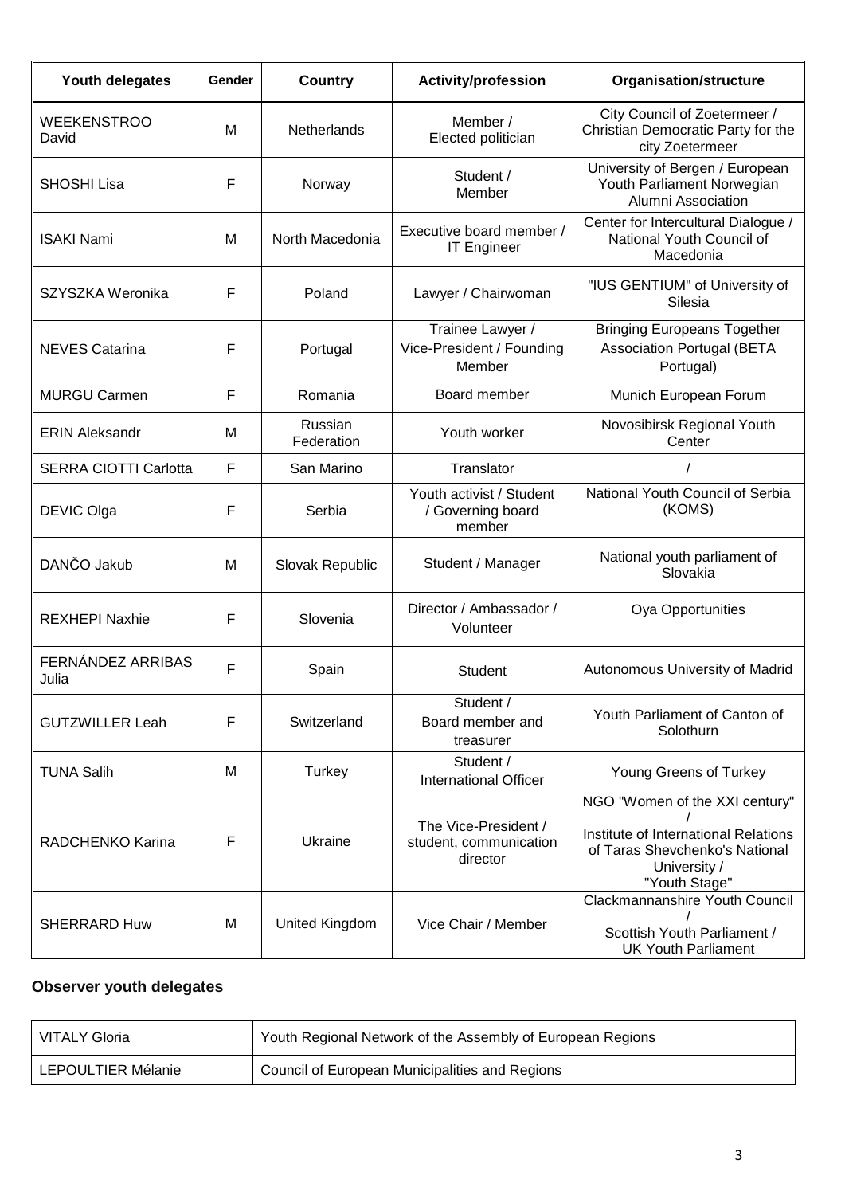| Youth delegates | Gender | Country | Activity/profession | Organisation/structure |
|---|---|---|---|---|
| WEEKENSTROO David | M | Netherlands | Member / Elected politician | City Council of Zoetermeer / Christian Democratic Party for the city Zoetermeer |
| SHOSHI Lisa | F | Norway | Student / Member | University of Bergen / European Youth Parliament Norwegian Alumni Association |
| ISAKI Nami | M | North Macedonia | Executive board member / IT Engineer | Center for Intercultural Dialogue / National Youth Council of Macedonia |
| SZYSZKA Weronika | F | Poland | Lawyer / Chairwoman | "IUS GENTIUM" of University of Silesia |
| NEVES Catarina | F | Portugal | Trainee Lawyer / Vice-President / Founding Member | Bringing Europeans Together Association Portugal (BETA Portugal) |
| MURGU Carmen | F | Romania | Board member | Munich European Forum |
| ERIN Aleksandr | M | Russian Federation | Youth worker | Novosibirsk Regional Youth Center |
| SERRA CIOTTI Carlotta | F | San Marino | Translator | / |
| DEVIC Olga | F | Serbia | Youth activist / Student / Governing board member | National Youth Council of Serbia (KOMS) |
| DANČO Jakub | M | Slovak Republic | Student / Manager | National youth parliament of Slovakia |
| REXHEPI Naxhie | F | Slovenia | Director / Ambassador / Volunteer | Oya Opportunities |
| FERNÁNDEZ ARRIBAS Julia | F | Spain | Student | Autonomous University of Madrid |
| GUTZWILLER Leah | F | Switzerland | Student / Board member and treasurer | Youth Parliament of Canton of Solothurn |
| TUNA Salih | M | Turkey | Student / International Officer | Young Greens of Turkey |
| RADCHENKO Karina | F | Ukraine | The Vice-President / student, communication director | NGO "Women of the XXI century" / Institute of International Relations of Taras Shevchenko's National University / "Youth Stage" |
| SHERRARD Huw | M | United Kingdom | Vice Chair / Member | Clackmannanshire Youth Council / Scottish Youth Parliament / UK Youth Parliament |

## Observer youth delegates

| | |
|---|---|
| VITALY Gloria | Youth Regional Network of the Assembly of European Regions |
| LEPOULTIER Mélanie | Council of European Municipalities and Regions |